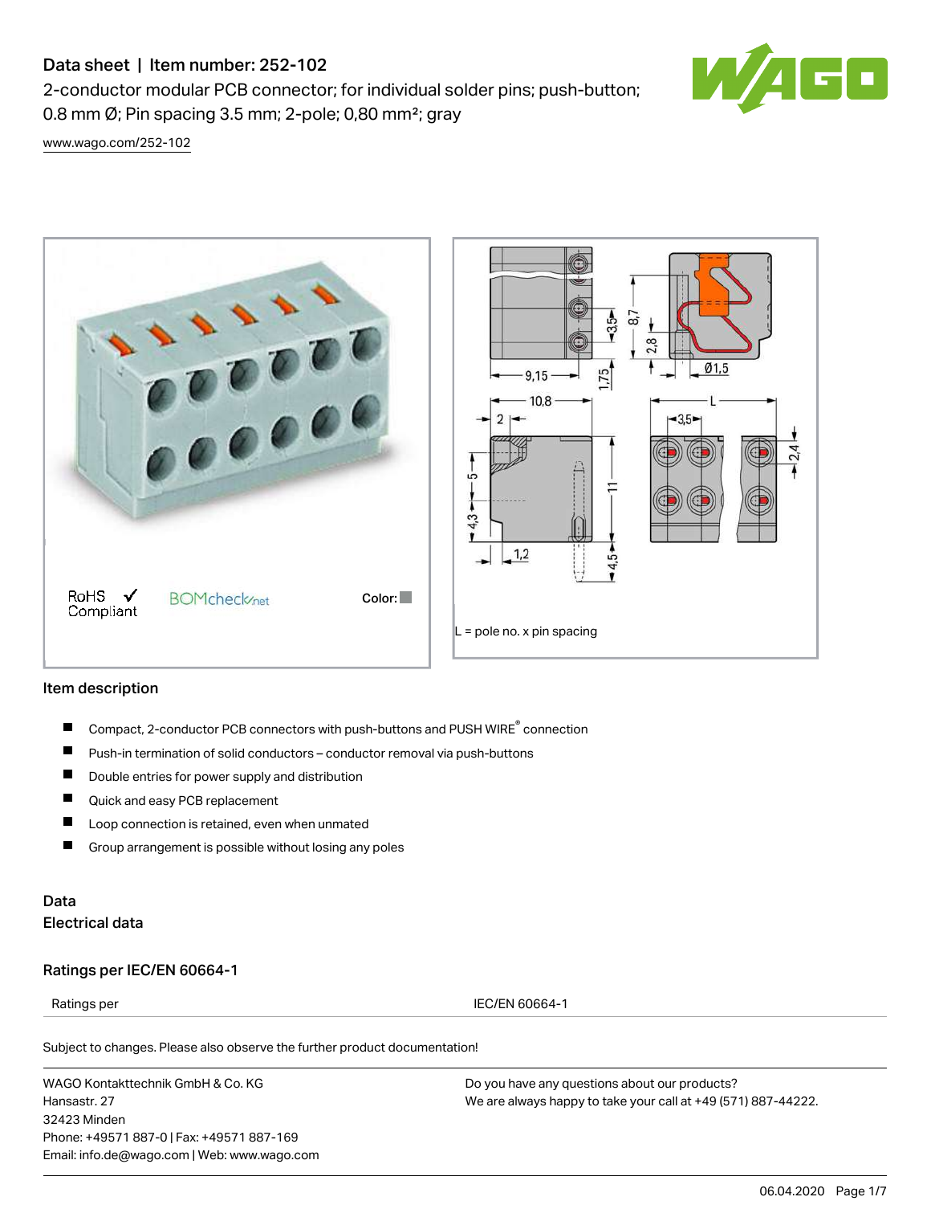# Data sheet | Item number: 252-102

2-conductor modular PCB connector; for individual solder pins; push-button; 0.8 mm Ø; Pin spacing 3.5 mm; 2-pole; 0,80 mm²; gray

www.wago.com/252-102

RoHS Compliant ✓

BOMcheck.net

Color:

L = pole no. x pin spacing

## Item description

- Compact, 2-conductor PCB connectors with push-buttons and PUSH WIRE® connection
- Push-in termination of solid conductors – conductor removal via push-buttons
- Double entries for power supply and distribution
- Quick and easy PCB replacement
- Loop connection is retained, even when unmated
- Group arrangement is possible without losing any poles

## Data

### Electrical data

### Ratings per IEC/EN 60664-1

| Ratings per | IEC/EN 60664-1 |
|---|---|

Subject to changes. Please also observe the further product documentation!

WAGO Kontakttechnik GmbH & Co. KG
Hansastr. 27
32423 Minden
Phone: +49571 887-0 | Fax: +49571 887-169
Email: info.de@wago.com | Web: www.wago.com

Do you have any questions about our products?
We are always happy to take your call at +49 (571) 887-44222.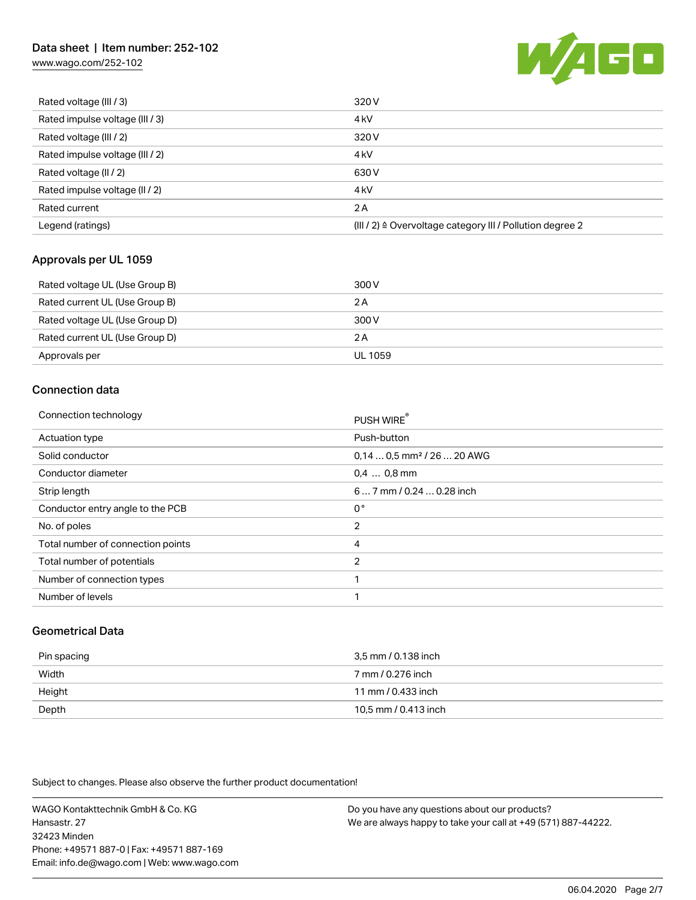| | |
|---|---|
| Rated voltage (III / 3) | 320 V |
| Rated impulse voltage (III / 3) | 4 kV |
| Rated voltage (III / 2) | 320 V |
| Rated impulse voltage (III / 2) | 4 kV |
| Rated voltage (II / 2) | 630 V |
| Rated impulse voltage (II / 2) | 4 kV |
| Rated current | 2 A |
| Legend (ratings) | (III / 2) ≙ Overvoltage category III / Pollution degree 2 |

## Approvals per UL 1059

| | |
|---|---|
| Rated voltage UL (Use Group B) | 300 V |
| Rated current UL (Use Group B) | 2 A |
| Rated voltage UL (Use Group D) | 300 V |
| Rated current UL (Use Group D) | 2 A |
| Approvals per | UL 1059 |

## Connection data

| | |
|---|---|
| Connection technology | PUSH WIRE® |
| Actuation type | Push-button |
| Solid conductor | 0,14 … 0,5 mm² / 26 … 20 AWG |
| Conductor diameter | 0,4 … 0,8 mm |
| Strip length | 6 … 7 mm / 0.24 … 0.28 inch |
| Conductor entry angle to the PCB | 0 ° |
| No. of poles | 2 |
| Total number of connection points | 4 |
| Total number of potentials | 2 |
| Number of connection types | 1 |
| Number of levels | 1 |

## Geometrical Data

| | |
|---|---|
| Pin spacing | 3,5 mm / 0.138 inch |
| Width | 7 mm / 0.276 inch |
| Height | 11 mm / 0.433 inch |
| Depth | 10,5 mm / 0.413 inch |

Subject to changes. Please also observe the further product documentation!

WAGO Kontakttechnik GmbH & Co. KG
Hansastr. 27
32423 Minden
Phone: +49571 887-0 | Fax: +49571 887-169
Email: info.de@wago.com | Web: www.wago.com

Do you have any questions about our products?
We are always happy to take your call at +49 (571) 887-44222.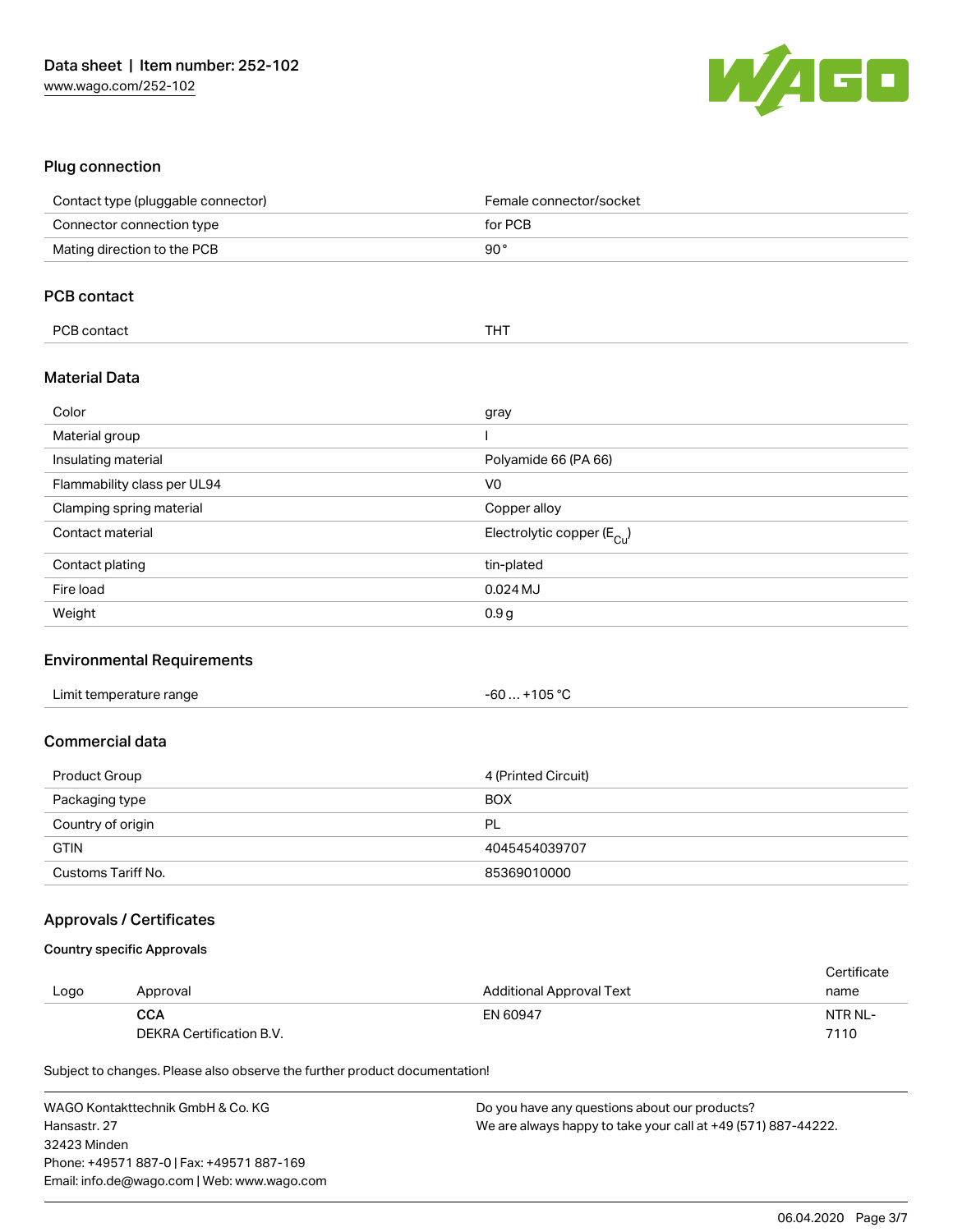## Plug connection

| | |
|---|---|
| Contact type (pluggable connector) | Female connector/socket |
| Connector connection type | for PCB |
| Mating direction to the PCB | 90 ° |

## PCB contact

| | |
|---|---|
| PCB contact | THT |

## Material Data

| | |
|---|---|
| Color | gray |
| Material group | I |
| Insulating material | Polyamide 66 (PA 66) |
| Flammability class per UL94 | V0 |
| Clamping spring material | Copper alloy |
| Contact material | Electrolytic copper ($E_{Cu}$) |
| Contact plating | tin-plated |
| Fire load | 0.024 MJ |
| Weight | 0.9 g |

## Environmental Requirements

| | |
|---|---|
| Limit temperature range | -60 … +105 °C |

## Commercial data

| | |
|---|---|
| Product Group | 4 (Printed Circuit) |
| Packaging type | BOX |
| Country of origin | PL |
| GTIN | 4045454039707 |
| Customs Tariff No. | 85369010000 |

## Approvals / Certificates

### Country specific Approvals

| Logo | Approval | Additional Approval Text | Certificate name |
|---|---|---|---|
| | **CCA** DEKRA Certification B.V. | EN 60947 | NTR NL-7110 |

Subject to changes. Please also observe the further product documentation!

WAGO Kontakttechnik GmbH & Co. KG
Hansastr. 27
32423 Minden
Phone: +49571 887-0 | Fax: +49571 887-169
Email: info.de@wago.com | Web: www.wago.com

Do you have any questions about our products?
We are always happy to take your call at +49 (571) 887-44222.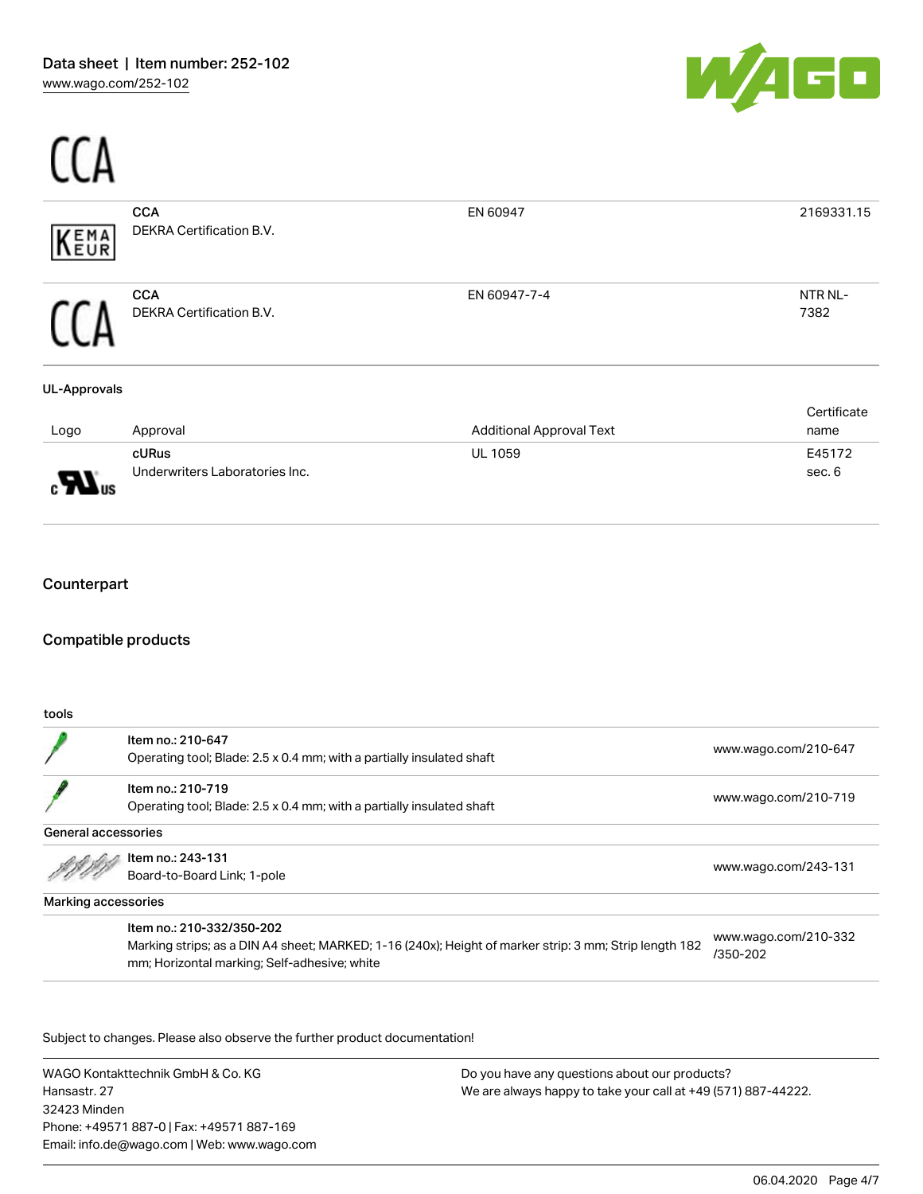CCA

| | | | |
|---|---|---|---|
| KEMA EUR | **CCA**<br>DEKRA Certification B.V. | EN 60947 | 2169331.15 |
| CCA | **CCA**<br>DEKRA Certification B.V. | EN 60947-7-4 | NTR NL-7382 |

**UL-Approvals**

| Logo | Approval | Additional Approval Text | Certificate name |
|---|---|---|---|
| cURus | **cURus**<br>Underwriters Laboratories Inc. | UL 1059 | E45172 sec. 6 |

## Counterpart

## Compatible products

**tools**

| | | |
|---|---|---|
| | Item no.: 210-647<br>Operating tool; Blade: 2.5 x 0.4 mm; with a partially insulated shaft | www.wago.com/210-647 |
| | Item no.: 210-719<br>Operating tool; Blade: 2.5 x 0.4 mm; with a partially insulated shaft | www.wago.com/210-719 |

**General accessories**

| | | |
|---|---|---|
| | Item no.: 243-131<br>Board-to-Board Link; 1-pole | www.wago.com/243-131 |

**Marking accessories**

| | | |
|---|---|---|
| | Item no.: 210-332/350-202<br>Marking strips; as a DIN A4 sheet; MARKED; 1-16 (240x); Height of marker strip: 3 mm; Strip length 182 mm; Horizontal marking; Self-adhesive; white | www.wago.com/210-332/350-202 |

Subject to changes. Please also observe the further product documentation!

WAGO Kontakttechnik GmbH & Co. KG
Hansastr. 27
32423 Minden
Phone: +49571 887-0 | Fax: +49571 887-169
Email: info.de@wago.com | Web: www.wago.com

Do you have any questions about our products?
We are always happy to take your call at +49 (571) 887-44222.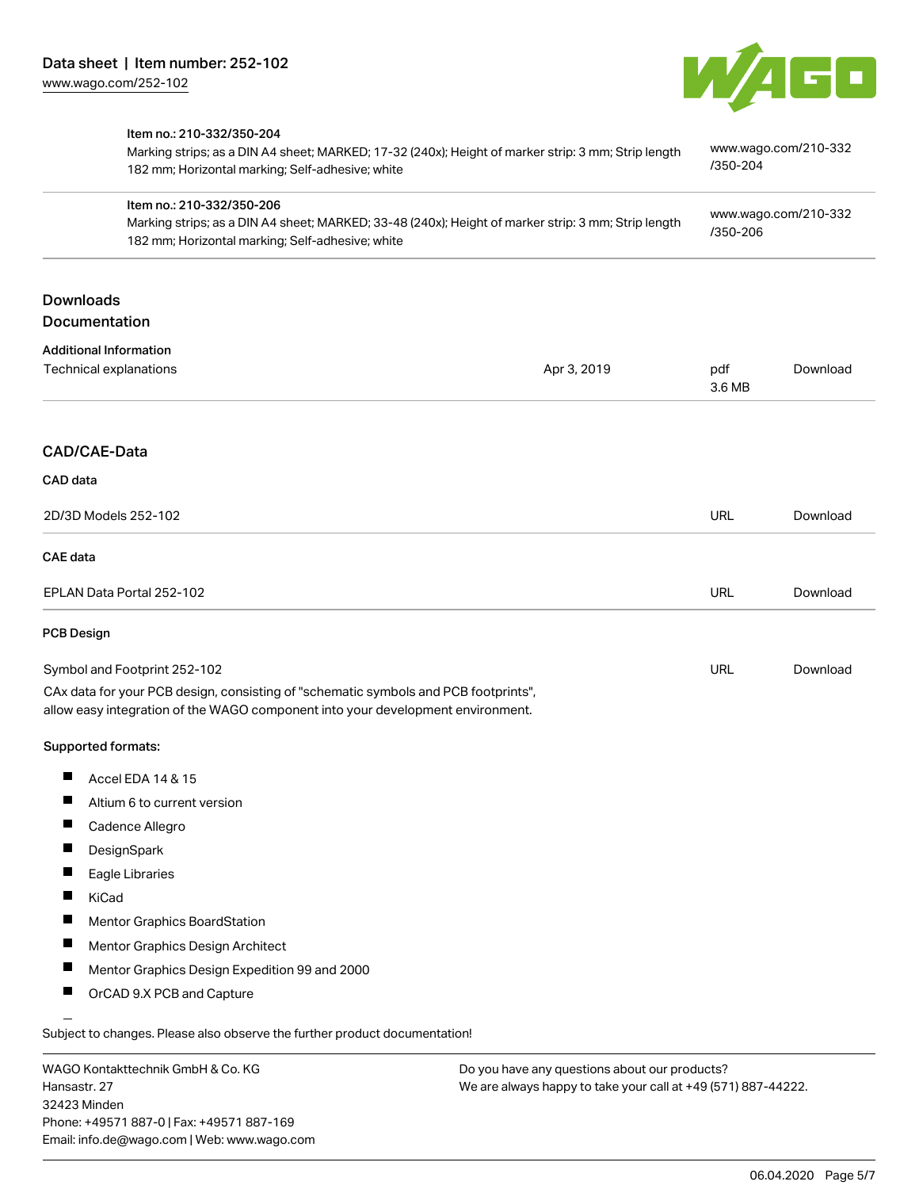| | |
|---|---|
| **Item no.: 210-332/350-204**<br>Marking strips; as a DIN A4 sheet; MARKED; 17-32 (240x); Height of marker strip: 3 mm; Strip length 182 mm; Horizontal marking; Self-adhesive; white | www.wago.com/210-332/350-204 |
| **Item no.: 210-332/350-206**<br>Marking strips; as a DIN A4 sheet; MARKED; 33-48 (240x); Height of marker strip: 3 mm; Strip length 182 mm; Horizontal marking; Self-adhesive; white | www.wago.com/210-332/350-206 |

## Downloads
## Documentation

### Additional Information

| | | | |
|---|---|---|---|
| Technical explanations | Apr 3, 2019 | pdf<br>3.6 MB | Download |

## CAD/CAE-Data

### CAD data

| | | |
|---|---|---|
| 2D/3D Models 252-102 | URL | Download |

### CAE data

| | | |
|---|---|---|
| EPLAN Data Portal 252-102 | URL | Download |

### PCB Design

| | | |
|---|---|---|
| Symbol and Footprint 252-102 | URL | Download |

CAx data for your PCB design, consisting of "schematic symbols and PCB footprints", allow easy integration of the WAGO component into your development environment.

**Supported formats:**

- Accel EDA 14 & 15
- Altium 6 to current version
- Cadence Allegro
- DesignSpark
- Eagle Libraries
- KiCad
- Mentor Graphics BoardStation
- Mentor Graphics Design Architect
- Mentor Graphics Design Expedition 99 and 2000
- OrCAD 9.X PCB and Capture

Subject to changes. Please also observe the further product documentation!

WAGO Kontakttechnik GmbH & Co. KG
Hansastr. 27
32423 Minden
Phone: +49571 887-0 | Fax: +49571 887-169
Email: info.de@wago.com | Web: www.wago.com

Do you have any questions about our products?
We are always happy to take your call at +49 (571) 887-44222.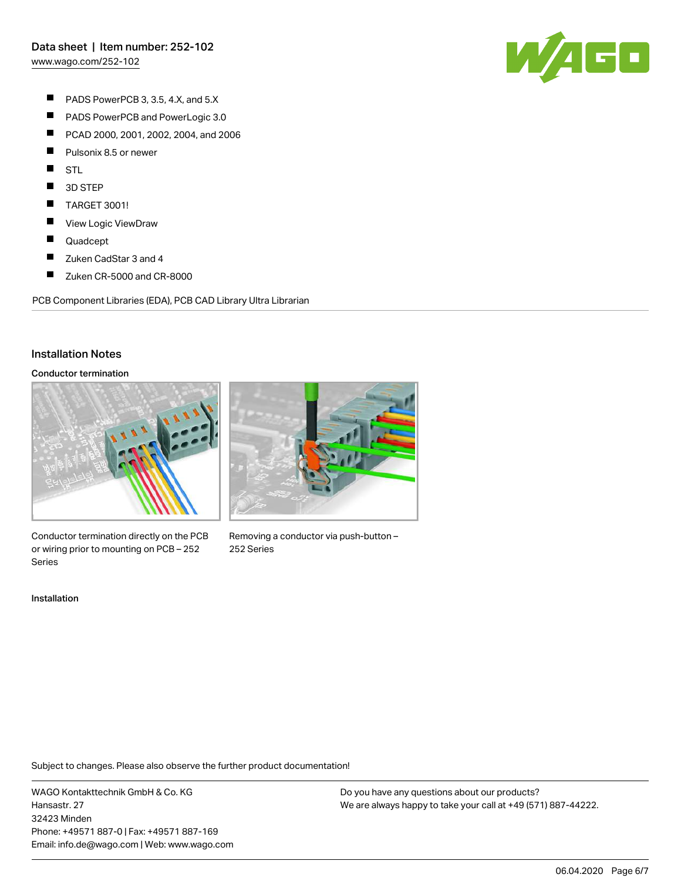- PADS PowerPCB 3, 3.5, 4.X, and 5.X
- PADS PowerPCB and PowerLogic 3.0
- PCAD 2000, 2001, 2002, 2004, and 2006
- Pulsonix 8.5 or newer
- STL
- 3D STEP
- TARGET 3001!
- View Logic ViewDraw
- Quadcept
- Zuken CadStar 3 and 4
- Zuken CR-5000 and CR-8000

PCB Component Libraries (EDA), PCB CAD Library Ultra Librarian

## Installation Notes

### Conductor termination

Conductor termination directly on the PCB or wiring prior to mounting on PCB – 252 Series

Removing a conductor via push-button – 252 Series

### Installation

Subject to changes. Please also observe the further product documentation!

WAGO Kontakttechnik GmbH & Co. KG
Hansastr. 27
32423 Minden
Phone: +49571 887-0 | Fax: +49571 887-169
Email: info.de@wago.com | Web: www.wago.com

Do you have any questions about our products?
We are always happy to take your call at +49 (571) 887-44222.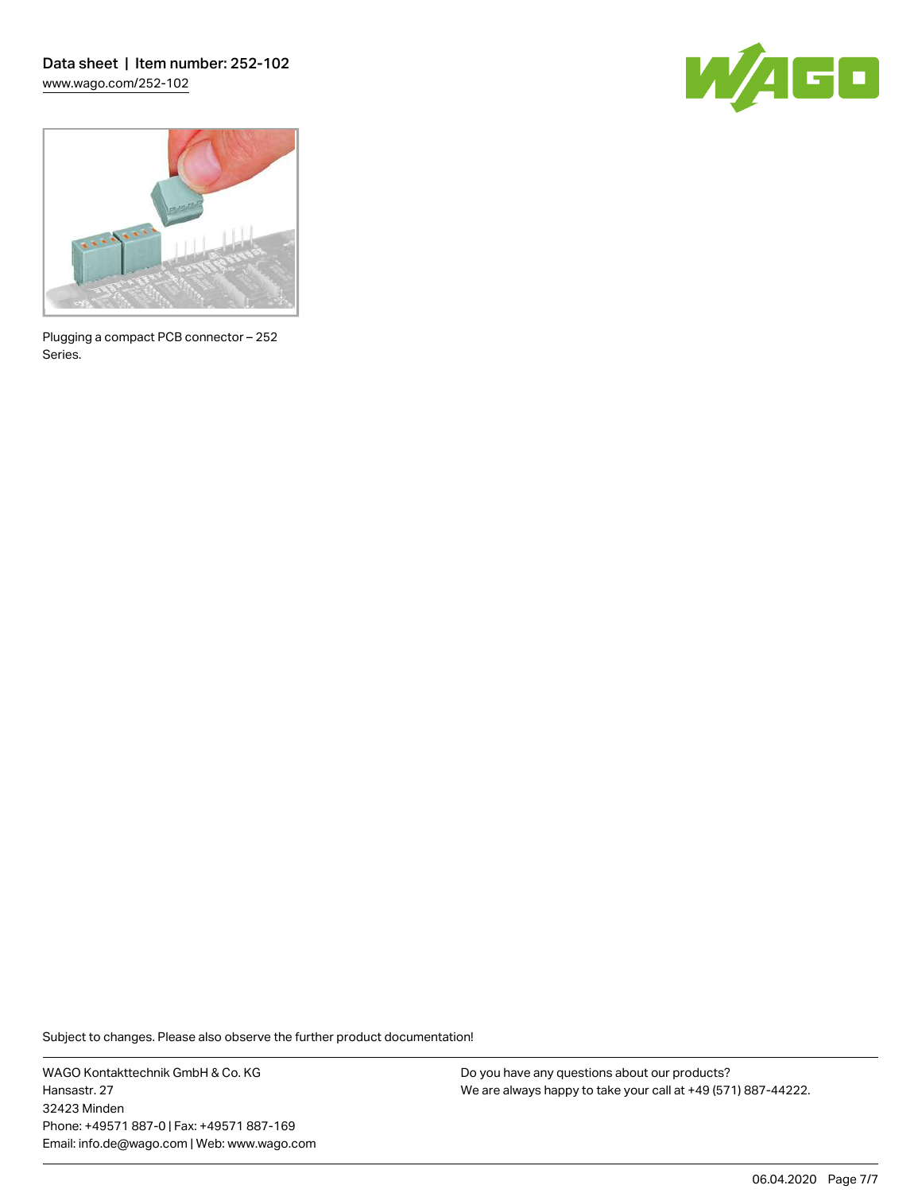Plugging a compact PCB connector – 252 Series.

Subject to changes. Please also observe the further product documentation!

WAGO Kontakttechnik GmbH & Co. KG
Hansastr. 27
32423 Minden
Phone: +49571 887-0 | Fax: +49571 887-169
Email: info.de@wago.com | Web: www.wago.com

Do you have any questions about our products?
We are always happy to take your call at +49 (571) 887-44222.